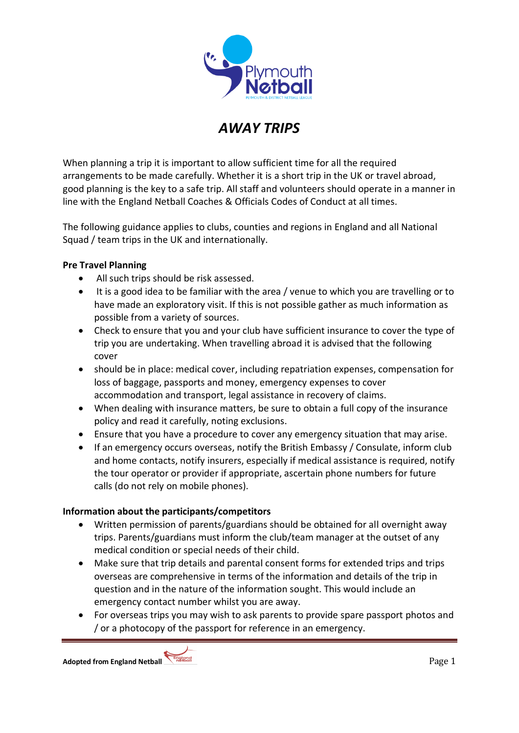# *AWAY TRIPS*

When planning a trip it is important to allow sufficient time for all the required arrangements to be made carefully. Whether it is a short trip in the UK or travel abroad, good planning is the key to a safe trip. All staff and volunteers should operate in a manner in line with the England Netball Coaches & Officials Codes of Conduct at all times.

The following guidance applies to clubs, counties and regions in England and all National Squad / team trips in the UK and internationally.

**Pre Travel Planning**

- All such trips should be risk assessed.
- It is a good idea to be familiar with the area / venue to which you are travelling or to have made an exploratory visit. If this is not possible gather as much information as possible from a variety of sources.
- Check to ensure that you and your club have sufficient insurance to cover the type of trip you are undertaking. When travelling abroad it is advised that the following cover
- should be in place: medical cover, including repatriation expenses, compensation for loss of baggage, passports and money, emergency expenses to cover accommodation and transport, legal assistance in recovery of claims.
- When dealing with insurance matters, be sure to obtain a full copy of the insurance policy and read it carefully, noting exclusions.
- Ensure that you have a procedure to cover any emergency situation that may arise.
- If an emergency occurs overseas, notify the British Embassy / Consulate, inform club and home contacts, notify insurers, especially if medical assistance is required, notify the tour operator or provider if appropriate, ascertain phone numbers for future calls (do not rely on mobile phones).

**Information about the participants/competitors**

- Written permission of parents/guardians should be obtained for all overnight away trips. Parents/guardians must inform the club/team manager at the outset of any medical condition or special needs of their child.
- Make sure that trip details and parental consent forms for extended trips and trips overseas are comprehensive in terms of the information and details of the trip in question and in the nature of the information sought. This would include an emergency contact number whilst you are away.
- For overseas trips you may wish to ask parents to provide spare passport photos and / or a photocopy of the passport for reference in an emergency.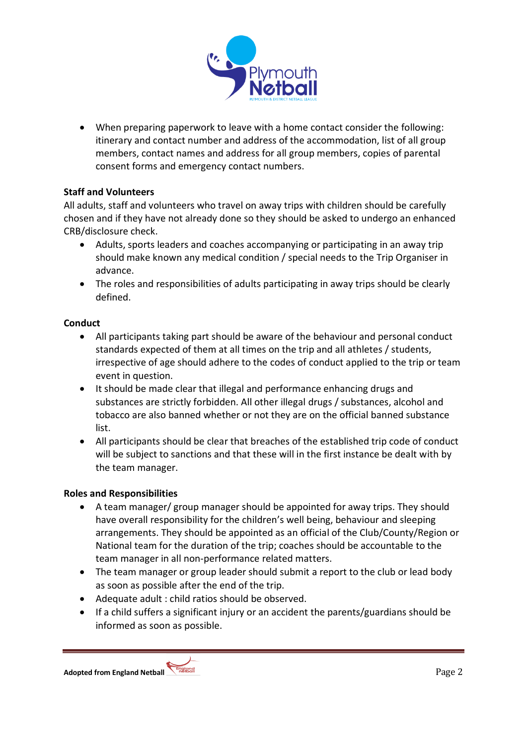- When preparing paperwork to leave with a home contact consider the following: itinerary and contact number and address of the accommodation, list of all group members, contact names and address for all group members, copies of parental consent forms and emergency contact numbers.

**Staff and Volunteers**

All adults, staff and volunteers who travel on away trips with children should be carefully chosen and if they have not already done so they should be asked to undergo an enhanced CRB/disclosure check.

- Adults, sports leaders and coaches accompanying or participating in an away trip should make known any medical condition / special needs to the Trip Organiser in advance.
- The roles and responsibilities of adults participating in away trips should be clearly defined.

**Conduct**

- All participants taking part should be aware of the behaviour and personal conduct standards expected of them at all times on the trip and all athletes / students, irrespective of age should adhere to the codes of conduct applied to the trip or team event in question.
- It should be made clear that illegal and performance enhancing drugs and substances are strictly forbidden. All other illegal drugs / substances, alcohol and tobacco are also banned whether or not they are on the official banned substance list.
- All participants should be clear that breaches of the established trip code of conduct will be subject to sanctions and that these will in the first instance be dealt with by the team manager.

**Roles and Responsibilities**

- A team manager/ group manager should be appointed for away trips. They should have overall responsibility for the children's well being, behaviour and sleeping arrangements. They should be appointed as an official of the Club/County/Region or National team for the duration of the trip; coaches should be accountable to the team manager in all non-performance related matters.
- The team manager or group leader should submit a report to the club or lead body as soon as possible after the end of the trip.
- Adequate adult : child ratios should be observed.
- If a child suffers a significant injury or an accident the parents/guardians should be informed as soon as possible.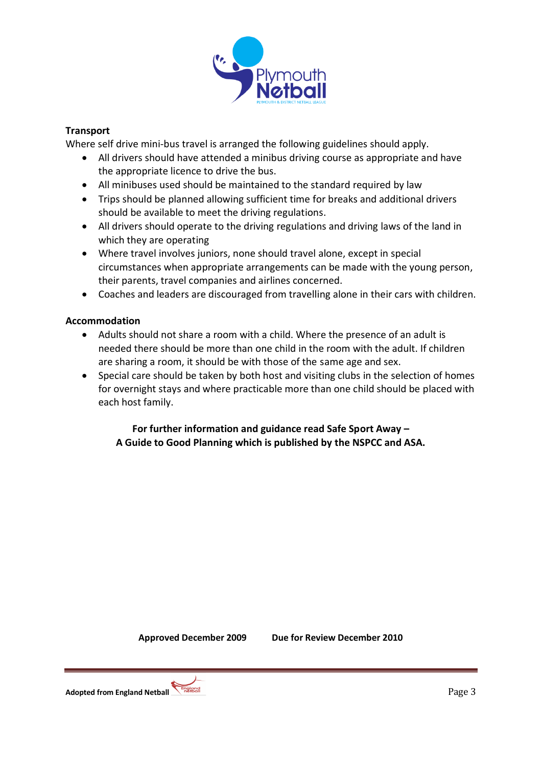**Transport**

Where self drive mini-bus travel is arranged the following guidelines should apply.

- All drivers should have attended a minibus driving course as appropriate and have the appropriate licence to drive the bus.
- All minibuses used should be maintained to the standard required by law
- Trips should be planned allowing sufficient time for breaks and additional drivers should be available to meet the driving regulations.
- All drivers should operate to the driving regulations and driving laws of the land in which they are operating
- Where travel involves juniors, none should travel alone, except in special circumstances when appropriate arrangements can be made with the young person, their parents, travel companies and airlines concerned.
- Coaches and leaders are discouraged from travelling alone in their cars with children.

**Accommodation**

- Adults should not share a room with a child. Where the presence of an adult is needed there should be more than one child in the room with the adult. If children are sharing a room, it should be with those of the same age and sex.
- Special care should be taken by both host and visiting clubs in the selection of homes for overnight stays and where practicable more than one child should be placed with each host family.

**For further information and guidance read Safe Sport Away – A Guide to Good Planning which is published by the NSPCC and ASA.**

**Approved December 2009** **Due for Review December 2010**